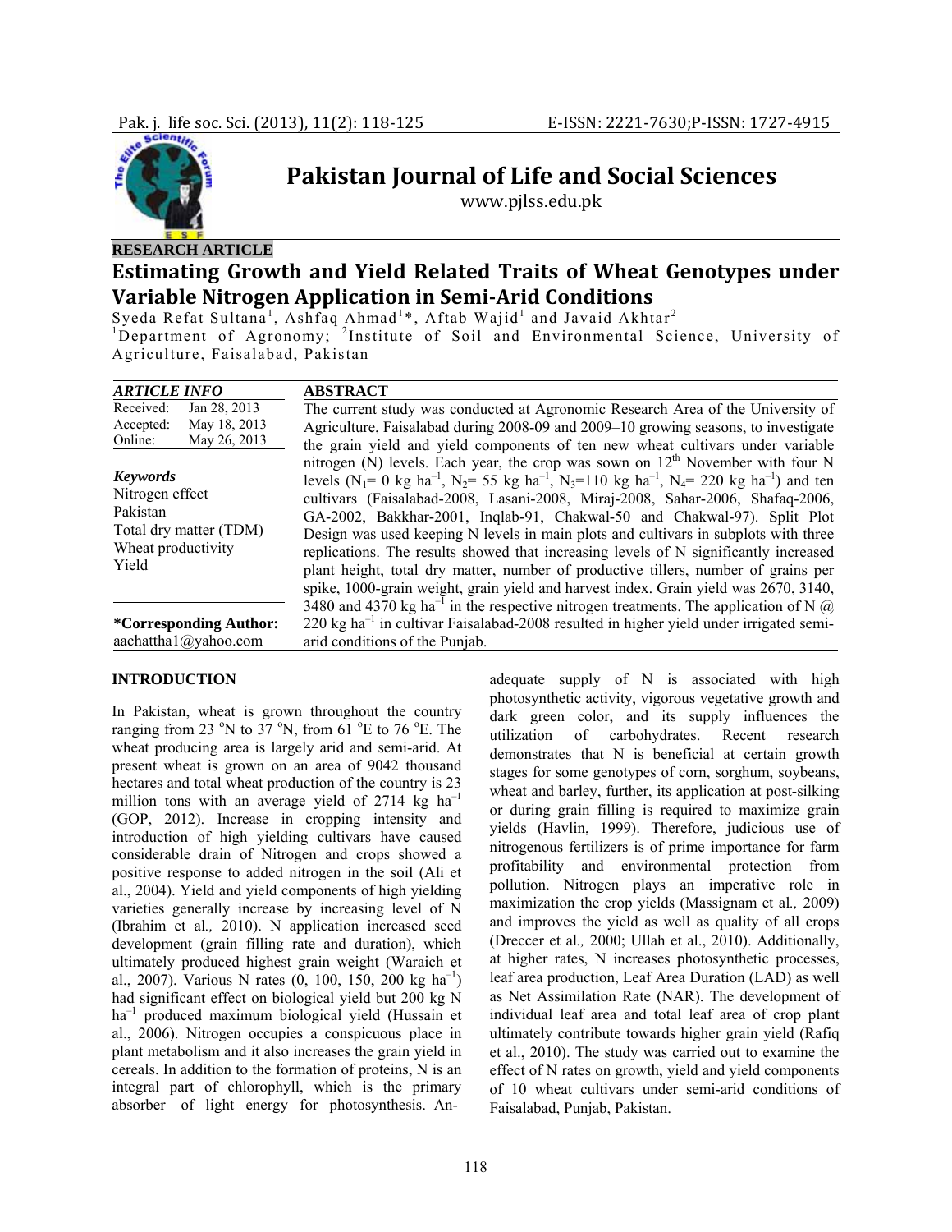# Pakistan Journal of Life and Social Sciences

www.pjlss.edu.pk

**RESEARCH ARTICLE**

## Estimating Growth and Yield Related Traits of Wheat Genotypes under Variable Nitrogen Application in Semi-Arid Conditions

Syeda Refat Sultana[1], Ashfaq Ahmad[1]*, Aftab Wajid[1] and Javaid Akhtar[2]

[1]Department of Agronomy; [2]Institute of Soil and Environmental Science, University of Agriculture, Faisalabad, Pakistan

| ARTICLE INFO | |
|---|---|
| Received: | Jan 28, 2013 |
| Accepted: | May 18, 2013 |
| Online: | May 26, 2013 |

**Keywords**

Nitrogen effect
Pakistan
Total dry matter (TDM)
Wheat productivity
Yield

**\*Corresponding Author:**
aachattha1@yahoo.com

**ABSTRACT**

The current study was conducted at Agronomic Research Area of the University of Agriculture, Faisalabad during 2008-09 and 2009–10 growing seasons, to investigate the grain yield and yield components of ten new wheat cultivars under variable nitrogen (N) levels. Each year, the crop was sown on 12th November with four N levels ($N_1$= 0 kg ha$^{-1}$, $N_2$= 55 kg ha$^{-1}$, $N_3$=110 kg ha$^{-1}$, $N_4$= 220 kg ha$^{-1}$) and ten cultivars (Faisalabad-2008, Lasani-2008, Miraj-2008, Sahar-2006, Shafaq-2006, GA-2002, Bakkhar-2001, Inqlab-91, Chakwal-50 and Chakwal-97). Split Plot Design was used keeping N levels in main plots and cultivars in subplots with three replications. The results showed that increasing levels of N significantly increased plant height, total dry matter, number of productive tillers, number of grains per spike, 1000-grain weight, grain yield and harvest index. Grain yield was 2670, 3140, 3480 and 4370 kg ha$^{-1}$ in the respective nitrogen treatments. The application of N @ 220 kg ha$^{-1}$ in cultivar Faisalabad-2008 resulted in higher yield under irrigated semi-arid conditions of the Punjab.

### INTRODUCTION

In Pakistan, wheat is grown throughout the country ranging from 23 °N to 37 °N, from 61 °E to 76 °E. The wheat producing area is largely arid and semi-arid. At present wheat is grown on an area of 9042 thousand hectares and total wheat production of the country is 23 million tons with an average yield of 2714 kg ha$^{-1}$ (GOP, 2012). Increase in cropping intensity and introduction of high yielding cultivars have caused considerable drain of Nitrogen and crops showed a positive response to added nitrogen in the soil (Ali et al., 2004). Yield and yield components of high yielding varieties generally increase by increasing level of N (Ibrahim et al., 2010). N application increased seed development (grain filling rate and duration), which ultimately produced highest grain weight (Waraich et al., 2007). Various N rates (0, 100, 150, 200 kg ha$^{-1}$) had significant effect on biological yield but 200 kg N ha$^{-1}$ produced maximum biological yield (Hussain et al., 2006). Nitrogen occupies a conspicuous place in plant metabolism and it also increases the grain yield in cereals. In addition to the formation of proteins, N is an integral part of chlorophyll, which is the primary absorber of light energy for photosynthesis. An-adequate supply of N is associated with high photosynthetic activity, vigorous vegetative growth and dark green color, and its supply influences the utilization of carbohydrates. Recent research demonstrates that N is beneficial at certain growth stages for some genotypes of corn, sorghum, soybeans, wheat and barley, further, its application at post-silking or during grain filling is required to maximize grain yields (Havlin, 1999). Therefore, judicious use of nitrogenous fertilizers is of prime importance for farm profitability and environmental protection from pollution. Nitrogen plays an imperative role in maximization the crop yields (Massignam et al., 2009) and improves the yield as well as quality of all crops (Dreccer et al., 2000; Ullah et al., 2010). Additionally, at higher rates, N increases photosynthetic processes, leaf area production, Leaf Area Duration (LAD) as well as Net Assimilation Rate (NAR). The development of individual leaf area and total leaf area of crop plant ultimately contribute towards higher grain yield (Rafiq et al., 2010). The study was carried out to examine the effect of N rates on growth, yield and yield components of 10 wheat cultivars under semi-arid conditions of Faisalabad, Punjab, Pakistan.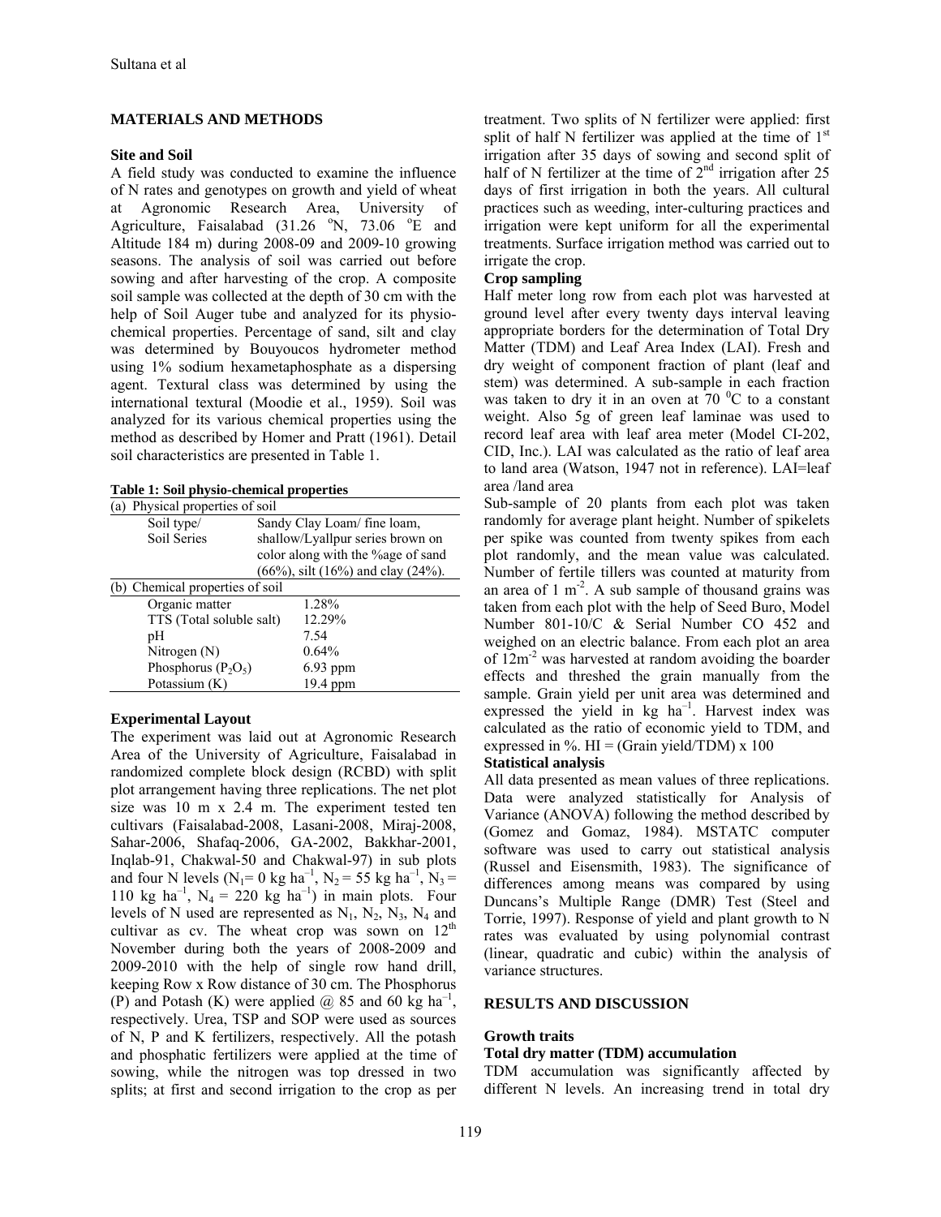## MATERIALS AND METHODS

### Site and Soil

A field study was conducted to examine the influence of N rates and genotypes on growth and yield of wheat at Agronomic Research Area, University of Agriculture, Faisalabad (31.26 °N, 73.06 °E and Altitude 184 m) during 2008-09 and 2009-10 growing seasons. The analysis of soil was carried out before sowing and after harvesting of the crop. A composite soil sample was collected at the depth of 30 cm with the help of Soil Auger tube and analyzed for its physio-chemical properties. Percentage of sand, silt and clay was determined by Bouyoucos hydrometer method using 1% sodium hexametaphosphate as a dispersing agent. Textural class was determined by using the international textural (Moodie et al., 1959). Soil was analyzed for its various chemical properties using the method as described by Homer and Pratt (1961). Detail soil characteristics are presented in Table 1.

**Table 1: Soil physio-chemical properties**

| (a) Physical properties of soil | |
|---|---|
| Soil type/ Soil Series | Sandy Clay Loam/ fine loam, shallow/Lyallpur series brown on color along with the %age of sand (66%), silt (16%) and clay (24%). |
| **(b) Chemical properties of soil** | |
| Organic matter | 1.28% |
| TTS (Total soluble salt) | 12.29% |
| pH | 7.54 |
| Nitrogen (N) | 0.64% |
| Phosphorus ($P_2O_5$) | 6.93 ppm |
| Potassium (K) | 19.4 ppm |

### Experimental Layout

The experiment was laid out at Agronomic Research Area of the University of Agriculture, Faisalabad in randomized complete block design (RCBD) with split plot arrangement having three replications. The net plot size was 10 m x 2.4 m. The experiment tested ten cultivars (Faisalabad-2008, Lasani-2008, Miraj-2008, Sahar-2006, Shafaq-2006, GA-2002, Bakkhar-2001, Inqlab-91, Chakwal-50 and Chakwal-97) in sub plots and four N levels ($N_1$= 0 kg ha$^{-1}$, $N_2$ = 55 kg ha$^{-1}$, $N_3$ = 110 kg ha$^{-1}$, $N_4$ = 220 kg ha$^{-1}$) in main plots. Four levels of N used are represented as $N_1$, $N_2$, $N_3$, $N_4$ and cultivar as cv. The wheat crop was sown on 12$^{th}$ November during both the years of 2008-2009 and 2009-2010 with the help of single row hand drill, keeping Row x Row distance of 30 cm. The Phosphorus (P) and Potash (K) were applied @ 85 and 60 kg ha$^{-1}$, respectively. Urea, TSP and SOP were used as sources of N, P and K fertilizers, respectively. All the potash and phosphatic fertilizers were applied at the time of sowing, while the nitrogen was top dressed in two splits; at first and second irrigation to the crop as per treatment. Two splits of N fertilizer were applied: first split of half N fertilizer was applied at the time of 1$^{st}$ irrigation after 35 days of sowing and second split of half of N fertilizer at the time of 2$^{nd}$ irrigation after 25 days of first irrigation in both the years. All cultural practices such as weeding, inter-culturing practices and irrigation were kept uniform for all the experimental treatments. Surface irrigation method was carried out to irrigate the crop.

### Crop sampling

Half meter long row from each plot was harvested at ground level after every twenty days interval leaving appropriate borders for the determination of Total Dry Matter (TDM) and Leaf Area Index (LAI). Fresh and dry weight of component fraction of plant (leaf and stem) was determined. A sub-sample in each fraction was taken to dry it in an oven at 70 $^0$C to a constant weight. Also 5g of green leaf laminae was used to record leaf area with leaf area meter (Model CI-202, CID, Inc.). LAI was calculated as the ratio of leaf area to land area (Watson, 1947 not in reference). LAI=leaf area /land area

Sub-sample of 20 plants from each plot was taken randomly for average plant height. Number of spikelets per spike was counted from twenty spikes from each plot randomly, and the mean value was calculated. Number of fertile tillers was counted at maturity from an area of 1 m$^{-2}$. A sub sample of thousand grains was taken from each plot with the help of Seed Buro, Model Number 801-10/C & Serial Number CO 452 and weighed on an electric balance. From each plot an area of 12m$^{-2}$ was harvested at random avoiding the boarder effects and threshed the grain manually from the sample. Grain yield per unit area was determined and expressed the yield in kg ha$^{-1}$. Harvest index was calculated as the ratio of economic yield to TDM, and expressed in %. HI = (Grain yield/TDM) x 100

### Statistical analysis

All data presented as mean values of three replications. Data were analyzed statistically for Analysis of Variance (ANOVA) following the method described by (Gomez and Gomaz, 1984). MSTATC computer software was used to carry out statistical analysis (Russel and Eisensmith, 1983). The significance of differences among means was compared by using Duncans's Multiple Range (DMR) Test (Steel and Torrie, 1997). Response of yield and plant growth to N rates was evaluated by using polynomial contrast (linear, quadratic and cubic) within the analysis of variance structures.

## RESULTS AND DISCUSSION

### Growth traits

#### Total dry matter (TDM) accumulation

TDM accumulation was significantly affected by different N levels. An increasing trend in total dry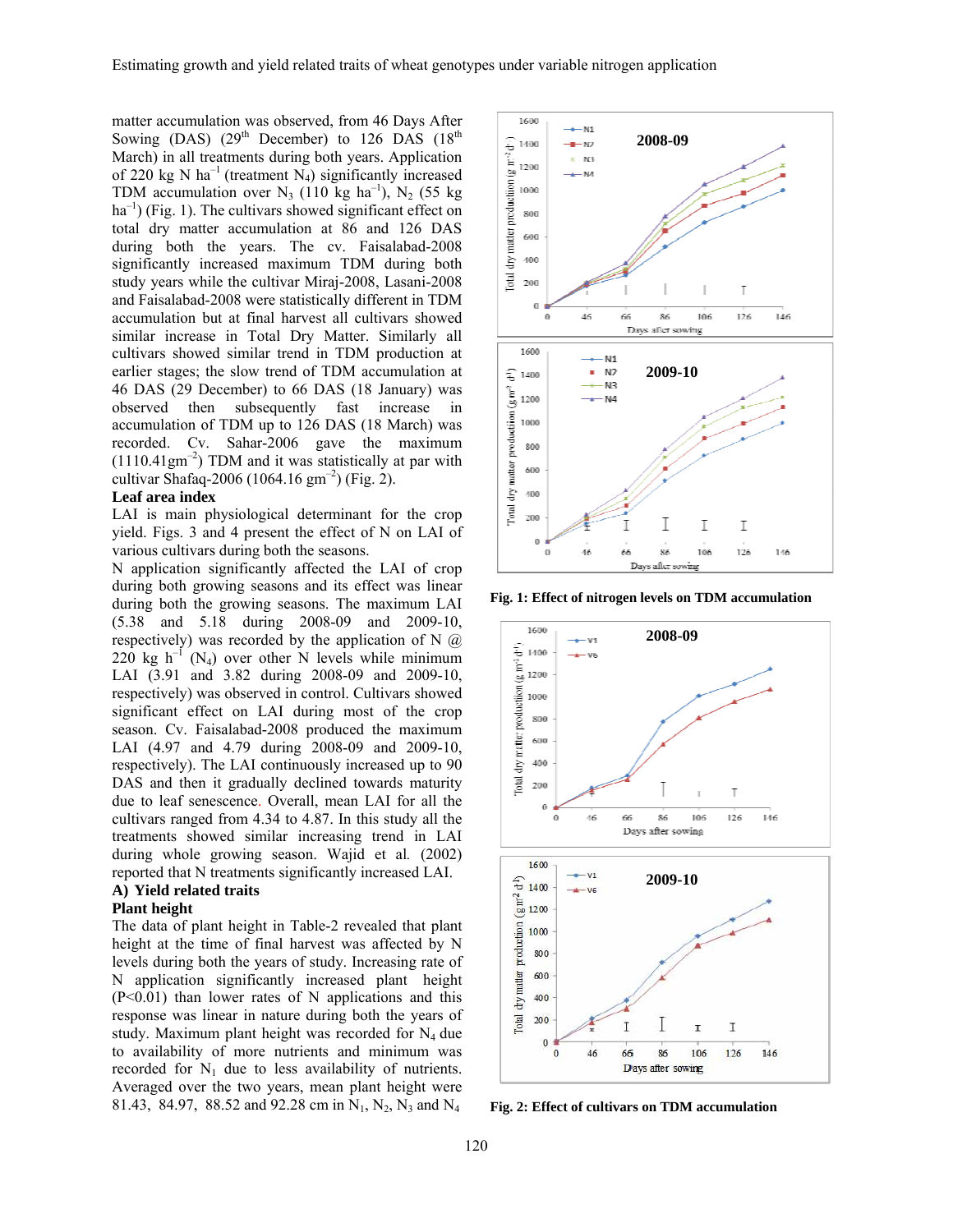matter accumulation was observed, from 46 Days After Sowing (DAS) (29th December) to 126 DAS (18th March) in all treatments during both years. Application of 220 kg N ha$^{-1}$ (treatment $N_4$) significantly increased TDM accumulation over $N_3$ (110 kg ha$^{-1}$), $N_2$ (55 kg ha$^{-1}$) (Fig. 1). The cultivars showed significant effect on total dry matter accumulation at 86 and 126 DAS during both the years. The cv. Faisalabad-2008 significantly increased maximum TDM during both study years while the cultivar Miraj-2008, Lasani-2008 and Faisalabad-2008 were statistically different in TDM accumulation but at final harvest all cultivars showed similar increase in Total Dry Matter. Similarly all cultivars showed similar trend in TDM production at earlier stages; the slow trend of TDM accumulation at 46 DAS (29 December) to 66 DAS (18 January) was observed then subsequently fast increase in accumulation of TDM up to 126 DAS (18 March) was recorded. Cv. Sahar-2006 gave the maximum (1110.41gm$^{-2}$) TDM and it was statistically at par with cultivar Shafaq-2006 (1064.16 gm$^{-2}$) (Fig. 2).

**Leaf area index**

LAI is main physiological determinant for the crop yield. Figs. 3 and 4 present the effect of N on LAI of various cultivars during both the seasons.

N application significantly affected the LAI of crop during both growing seasons and its effect was linear during both the growing seasons. The maximum LAI (5.38 and 5.18 during 2008-09 and 2009-10, respectively) was recorded by the application of N @ 220 kg h$^{-1}$ ($N_4$) over other N levels while minimum LAI (3.91 and 3.82 during 2008-09 and 2009-10, respectively) was observed in control. Cultivars showed significant effect on LAI during most of the crop season. Cv. Faisalabad-2008 produced the maximum LAI (4.97 and 4.79 during 2008-09 and 2009-10, respectively). The LAI continuously increased up to 90 DAS and then it gradually declined towards maturity due to leaf senescence. Overall, mean LAI for all the cultivars ranged from 4.34 to 4.87. In this study all the treatments showed similar increasing trend in LAI during whole growing season. Wajid et al. (2002) reported that N treatments significantly increased LAI.

**A) Yield related traits**

**Plant height**

The data of plant height in Table-2 revealed that plant height at the time of final harvest was affected by N levels during both the years of study. Increasing rate of N application significantly increased plant height ($P<0.01$) than lower rates of N applications and this response was linear in nature during both the years of study. Maximum plant height was recorded for $N_4$ due to availability of more nutrients and minimum was recorded for $N_1$ due to less availability of nutrients. Averaged over the two years, mean plant height were 81.43, 84.97, 88.52 and 92.28 cm in $N_1$, $N_2$, $N_3$ and $N_4$

**Fig. 1: Effect of nitrogen levels on TDM accumulation**

**Fig. 2: Effect of cultivars on TDM accumulation**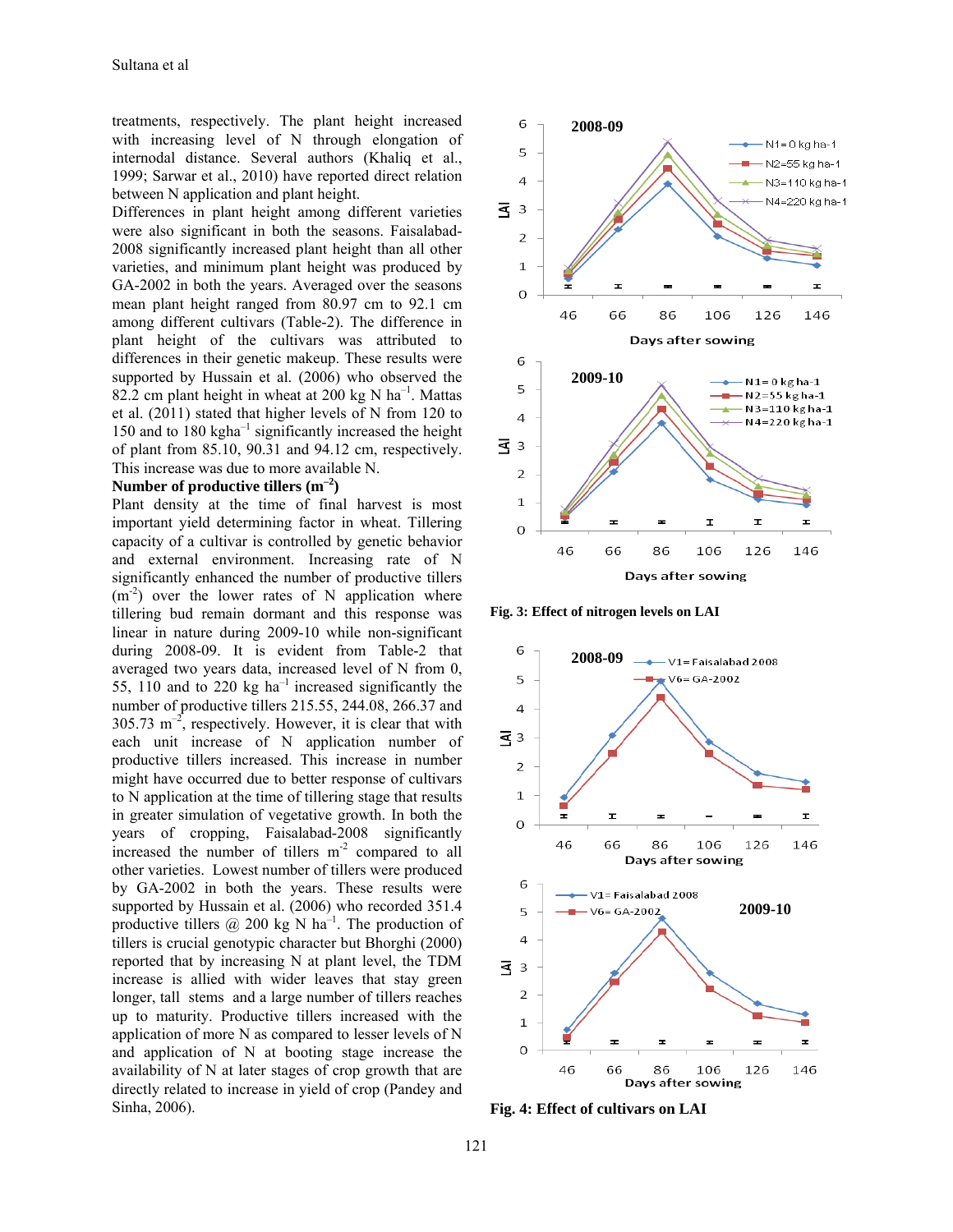treatments, respectively. The plant height increased with increasing level of N through elongation of internodal distance. Several authors (Khaliq et al., 1999; Sarwar et al., 2010) have reported direct relation between N application and plant height.

Differences in plant height among different varieties were also significant in both the seasons. Faisalabad-2008 significantly increased plant height than all other varieties, and minimum plant height was produced by GA-2002 in both the years. Averaged over the seasons mean plant height ranged from 80.97 cm to 92.1 cm among different cultivars (Table-2). The difference in plant height of the cultivars was attributed to differences in their genetic makeup. These results were supported by Hussain et al. (2006) who observed the 82.2 cm plant height in wheat at 200 kg N ha$^{-1}$. Mattas et al. (2011) stated that higher levels of N from 120 to 150 and to 180 kgha$^{-1}$ significantly increased the height of plant from 85.10, 90.31 and 94.12 cm, respectively. This increase was due to more available N.

**Number of productive tillers (m$^{-2}$)**

Plant density at the time of final harvest is most important yield determining factor in wheat. Tillering capacity of a cultivar is controlled by genetic behavior and external environment. Increasing rate of N significantly enhanced the number of productive tillers (m$^{-2}$) over the lower rates of N application where tillering bud remain dormant and this response was linear in nature during 2009-10 while non-significant during 2008-09. It is evident from Table-2 that averaged two years data, increased level of N from 0, 55, 110 and to 220 kg ha$^{-1}$ increased significantly the number of productive tillers 215.55, 244.08, 266.37 and 305.73 m$^{-2}$, respectively. However, it is clear that with each unit increase of N application number of productive tillers increased. This increase in number might have occurred due to better response of cultivars to N application at the time of tillering stage that results in greater simulation of vegetative growth. In both the years of cropping, Faisalabad-2008 significantly increased the number of tillers m$^{-2}$ compared to all other varieties. Lowest number of tillers were produced by GA-2002 in both the years. These results were supported by Hussain et al. (2006) who recorded 351.4 productive tillers @ 200 kg N ha$^{-1}$. The production of tillers is crucial genotypic character but Bhorghi (2000) reported that by increasing N at plant level, the TDM increase is allied with wider leaves that stay green longer, tall stems and a large number of tillers reaches up to maturity. Productive tillers increased with the application of more N as compared to lesser levels of N and application of N at booting stage increase the availability of N at later stages of crop growth that are directly related to increase in yield of crop (Pandey and Sinha, 2006).

**Fig. 3: Effect of nitrogen levels on LAI**

**Fig. 4: Effect of cultivars on LAI**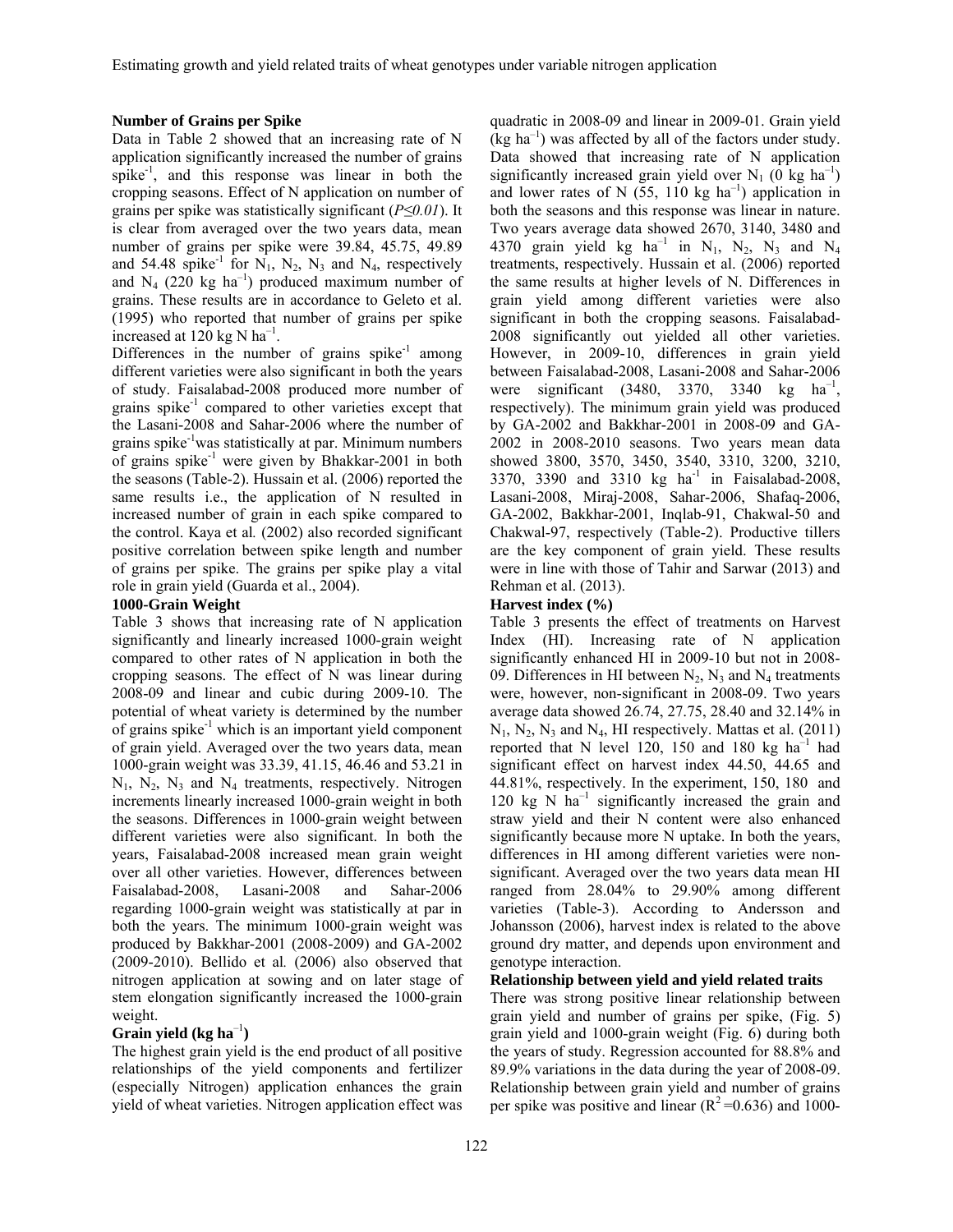### Number of Grains per Spike

Data in Table 2 showed that an increasing rate of N application significantly increased the number of grains spike$^{-1}$, and this response was linear in both the cropping seasons. Effect of N application on number of grains per spike was statistically significant (*P≤0.01*). It is clear from averaged over the two years data, mean number of grains per spike were 39.84, 45.75, 49.89 and 54.48 spike$^{-1}$ for $N_1$, $N_2$, $N_3$ and $N_4$, respectively and $N_4$ (220 kg ha$^{-1}$) produced maximum number of grains. These results are in accordance to Geleto et al. (1995) who reported that number of grains per spike increased at 120 kg N ha$^{-1}$.

Differences in the number of grains spike$^{-1}$ among different varieties were also significant in both the years of study. Faisalabad-2008 produced more number of grains spike$^{-1}$ compared to other varieties except that the Lasani-2008 and Sahar-2006 where the number of grains spike$^{-1}$was statistically at par. Minimum numbers of grains spike$^{-1}$ were given by Bhakkar-2001 in both the seasons (Table-2). Hussain et al. (2006) reported the same results i.e., the application of N resulted in increased number of grain in each spike compared to the control. Kaya et al*.* (2002) also recorded significant positive correlation between spike length and number of grains per spike. The grains per spike play a vital role in grain yield (Guarda et al., 2004).

### 1000-Grain Weight

Table 3 shows that increasing rate of N application significantly and linearly increased 1000-grain weight compared to other rates of N application in both the cropping seasons. The effect of N was linear during 2008-09 and linear and cubic during 2009-10. The potential of wheat variety is determined by the number of grains spike$^{-1}$ which is an important yield component of grain yield. Averaged over the two years data, mean 1000-grain weight was 33.39, 41.15, 46.46 and 53.21 in $N_1$, $N_2$, $N_3$ and $N_4$ treatments, respectively. Nitrogen increments linearly increased 1000-grain weight in both the seasons. Differences in 1000-grain weight between different varieties were also significant. In both the years, Faisalabad-2008 increased mean grain weight over all other varieties. However, differences between Faisalabad-2008, Lasani-2008 and Sahar-2006 regarding 1000-grain weight was statistically at par in both the years. The minimum 1000-grain weight was produced by Bakkhar-2001 (2008-2009) and GA-2002 (2009-2010). Bellido et al*.* (2006) also observed that nitrogen application at sowing and on later stage of stem elongation significantly increased the 1000-grain weight.

### Grain yield (kg ha$^{-1}$)

The highest grain yield is the end product of all positive relationships of the yield components and fertilizer (especially Nitrogen) application enhances the grain yield of wheat varieties. Nitrogen application effect was quadratic in 2008-09 and linear in 2009-01. Grain yield (kg ha$^{-1}$) was affected by all of the factors under study. Data showed that increasing rate of N application significantly increased grain yield over $N_1$ (0 kg ha$^{-1}$) and lower rates of N (55, 110 kg ha$^{-1}$) application in both the seasons and this response was linear in nature. Two years average data showed 2670, 3140, 3480 and 4370 grain yield kg ha$^{-1}$ in $N_1$, $N_2$, $N_3$ and $N_4$ treatments, respectively. Hussain et al. (2006) reported the same results at higher levels of N. Differences in grain yield among different varieties were also significant in both the cropping seasons. Faisalabad-2008 significantly out yielded all other varieties. However, in 2009-10, differences in grain yield between Faisalabad-2008, Lasani-2008 and Sahar-2006 were significant (3480, 3370, 3340 kg ha$^{-1}$, respectively). The minimum grain yield was produced by GA-2002 and Bakkhar-2001 in 2008-09 and GA-2002 in 2008-2010 seasons. Two years mean data showed 3800, 3570, 3450, 3540, 3310, 3200, 3210, 3370, 3390 and 3310 kg ha$^{-1}$ in Faisalabad-2008, Lasani-2008, Miraj-2008, Sahar-2006, Shafaq-2006, GA-2002, Bakkhar-2001, Inqlab-91, Chakwal-50 and Chakwal-97, respectively (Table-2). Productive tillers are the key component of grain yield. These results were in line with those of Tahir and Sarwar (2013) and Rehman et al. (2013).

### Harvest index (%)

Table 3 presents the effect of treatments on Harvest Index (HI). Increasing rate of N application significantly enhanced HI in 2009-10 but not in 2008-09. Differences in HI between $N_2$, $N_3$ and $N_4$ treatments were, however, non-significant in 2008-09. Two years average data showed 26.74, 27.75, 28.40 and 32.14% in $N_1$, $N_2$, $N_3$ and $N_4$, HI respectively. Mattas et al. (2011) reported that N level 120, 150 and 180 kg ha$^{-1}$ had significant effect on harvest index 44.50, 44.65 and 44.81%, respectively. In the experiment, 150, 180 and 120 kg N ha$^{-1}$ significantly increased the grain and straw yield and their N content were also enhanced significantly because more N uptake. In both the years, differences in HI among different varieties were non-significant. Averaged over the two years data mean HI ranged from 28.04% to 29.90% among different varieties (Table-3). According to Andersson and Johansson (2006), harvest index is related to the above ground dry matter, and depends upon environment and genotype interaction.

### Relationship between yield and yield related traits

There was strong positive linear relationship between grain yield and number of grains per spike, (Fig. 5) grain yield and 1000-grain weight (Fig. 6) during both the years of study. Regression accounted for 88.8% and 89.9% variations in the data during the year of 2008-09. Relationship between grain yield and number of grains per spike was positive and linear ($R^2$ =0.636) and 1000-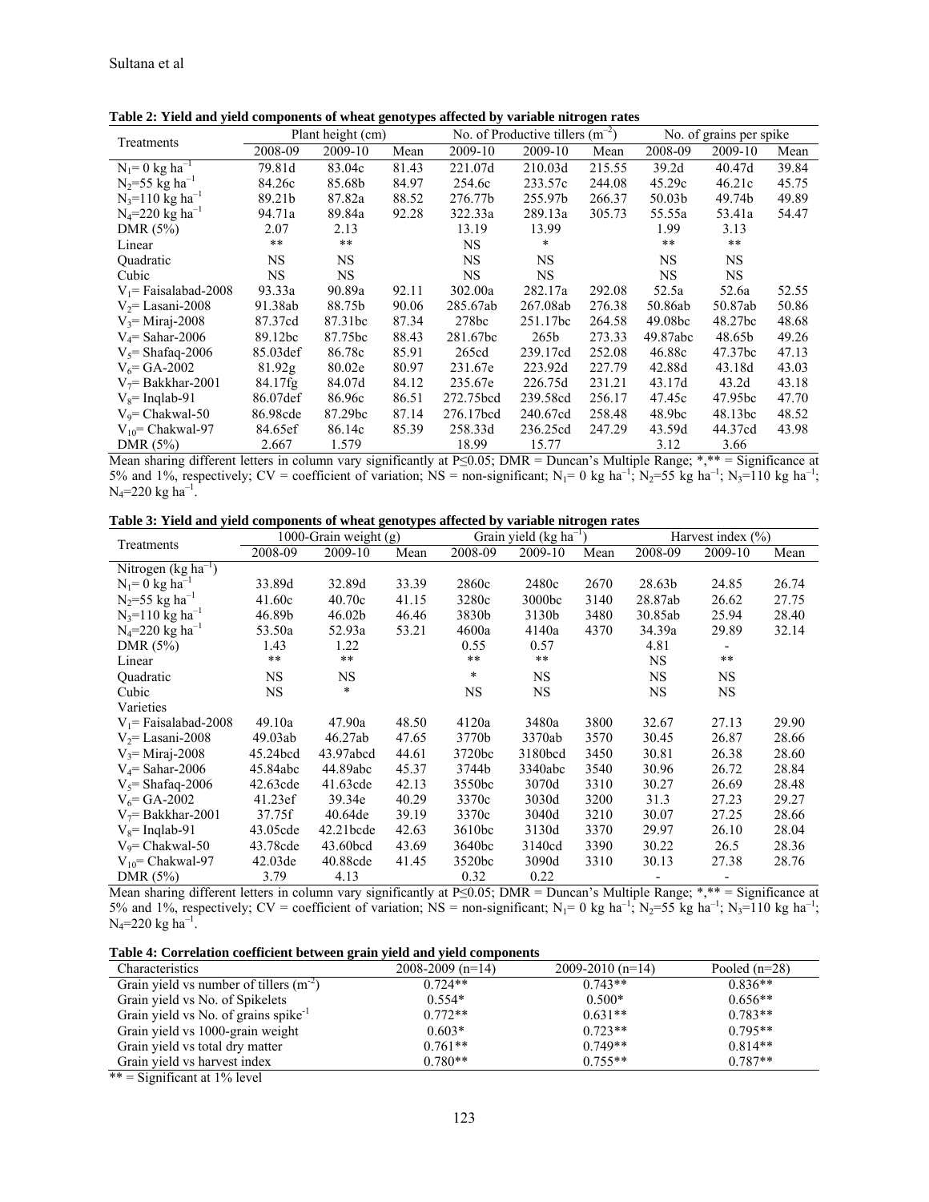**Table 2: Yield and yield components of wheat genotypes affected by variable nitrogen rates**

| Treatments | Plant height (cm) | | | No. of Productive tillers ($m^{-2}$) | | | No. of grains per spike | | |
|---|---|---|---|---|---|---|---|---|---|
| | 2008-09 | 2009-10 | Mean | 2009-10 | 2009-10 | Mean | 2008-09 | 2009-10 | Mean |
| $N_1$= 0 kg $ha^{-1}$ | 79.81d | 83.04c | 81.43 | 221.07d | 210.03d | 215.55 | 39.2d | 40.47d | 39.84 |
| $N_2$=55 kg $ha^{-1}$ | 84.26c | 85.68b | 84.97 | 254.6c | 233.57c | 244.08 | 45.29c | 46.21c | 45.75 |
| $N_3$=110 kg $ha^{-1}$ | 89.21b | 87.82a | 88.52 | 276.77b | 255.97b | 266.37 | 50.03b | 49.74b | 49.89 |
| $N_4$=220 kg $ha^{-1}$ | 94.71a | 89.84a | 92.28 | 322.33a | 289.13a | 305.73 | 55.55a | 53.41a | 54.47 |
| DMR (5%) | 2.07 | 2.13 | | 13.19 | 13.99 | | 1.99 | 3.13 | |
| Linear | ** | ** | | NS | * | | ** | ** | |
| Quadratic | NS | NS | | NS | NS | | NS | NS | |
| Cubic | NS | NS | | NS | NS | | NS | NS | |
| $V_1$= Faisalabad-2008 | 93.33a | 90.89a | 92.11 | 302.00a | 282.17a | 292.08 | 52.5a | 52.6a | 52.55 |
| $V_2$= Lasani-2008 | 91.38ab | 88.75b | 90.06 | 285.67ab | 267.08ab | 276.38 | 50.86ab | 50.87ab | 50.86 |
| $V_3$= Miraj-2008 | 87.37cd | 87.31bc | 87.34 | 278bc | 251.17bc | 264.58 | 49.08bc | 48.27bc | 48.68 |
| $V_4$= Sahar-2006 | 89.12bc | 87.75bc | 88.43 | 281.67bc | 265b | 273.33 | 49.87abc | 48.65b | 49.26 |
| $V_5$= Shafaq-2006 | 85.03def | 86.78c | 85.91 | 265cd | 239.17cd | 252.08 | 46.88c | 47.37bc | 47.13 |
| $V_6$= GA-2002 | 81.92g | 80.02e | 80.97 | 231.67e | 223.92d | 227.79 | 42.88d | 43.18d | 43.03 |
| $V_7$= Bakkhar-2001 | 84.17fg | 84.07d | 84.12 | 235.67e | 226.75d | 231.21 | 43.17d | 43.2d | 43.18 |
| $V_8$= Inqlab-91 | 86.07def | 86.96c | 86.51 | 272.75bcd | 239.58cd | 256.17 | 47.45c | 47.95bc | 47.70 |
| $V_9$= Chakwal-50 | 86.98cde | 87.29bc | 87.14 | 276.17bcd | 240.67cd | 258.48 | 48.9bc | 48.13bc | 48.52 |
| $V_{10}$= Chakwal-97 | 84.65ef | 86.14c | 85.39 | 258.33d | 236.25cd | 247.29 | 43.59d | 44.37cd | 43.98 |
| DMR (5%) | 2.667 | 1.579 | | 18.99 | 15.77 | | 3.12 | 3.66 | |

Mean sharing different letters in column vary significantly at P≤0.05; DMR = Duncan's Multiple Range; *,** = Significance at 5% and 1%, respectively; CV = coefficient of variation; NS = non-significant; $N_1$= 0 kg $ha^{-1}$; $N_2$=55 kg $ha^{-1}$; $N_3$=110 kg $ha^{-1}$; $N_4$=220 kg $ha^{-1}$.

**Table 3: Yield and yield components of wheat genotypes affected by variable nitrogen rates**

| Treatments | 1000-Grain weight (g) | | | Grain yield (kg $ha^{-1}$) | | | Harvest index (%) | | |
|---|---|---|---|---|---|---|---|---|---|
| | 2008-09 | 2009-10 | Mean | 2008-09 | 2009-10 | Mean | 2008-09 | 2009-10 | Mean |
| Nitrogen (kg $ha^{-1}$) | | | | | | | | | |
| $N_1$= 0 kg $ha^{-1}$ | 33.89d | 32.89d | 33.39 | 2860c | 2480c | 2670 | 28.63b | 24.85 | 26.74 |
| $N_2$=55 kg $ha^{-1}$ | 41.60c | 40.70c | 41.15 | 3280c | 3000bc | 3140 | 28.87ab | 26.62 | 27.75 |
| $N_3$=110 kg $ha^{-1}$ | 46.89b | 46.02b | 46.46 | 3830b | 3130b | 3480 | 30.85ab | 25.94 | 28.40 |
| $N_4$=220 kg $ha^{-1}$ | 53.50a | 52.93a | 53.21 | 4600a | 4140a | 4370 | 34.39a | 29.89 | 32.14 |
| DMR (5%) | 1.43 | 1.22 | | 0.55 | 0.57 | | 4.81 | - | |
| Linear | ** | ** | | ** | ** | | NS | ** | |
| Quadratic | NS | NS | | * | NS | | NS | NS | |
| Cubic | NS | * | | NS | NS | | NS | NS | |
| Varieties | | | | | | | | | |
| $V_1$= Faisalabad-2008 | 49.10a | 47.90a | 48.50 | 4120a | 3480a | 3800 | 32.67 | 27.13 | 29.90 |
| $V_2$= Lasani-2008 | 49.03ab | 46.27ab | 47.65 | 3770b | 3370ab | 3570 | 30.45 | 26.87 | 28.66 |
| $V_3$= Miraj-2008 | 45.24bcd | 43.97abcd | 44.61 | 3720bc | 3180bcd | 3450 | 30.81 | 26.38 | 28.60 |
| $V_4$= Sahar-2006 | 45.84abc | 44.89abc | 45.37 | 3744b | 3340abc | 3540 | 30.96 | 26.72 | 28.84 |
| $V_5$= Shafaq-2006 | 42.63cde | 41.63cde | 42.13 | 3550bc | 3070d | 3310 | 30.27 | 26.69 | 28.48 |
| $V_6$= GA-2002 | 41.23ef | 39.34e | 40.29 | 3370c | 3030d | 3200 | 31.3 | 27.23 | 29.27 |
| $V_7$= Bakkhar-2001 | 37.75f | 40.64de | 39.19 | 3370c | 3040d | 3210 | 30.07 | 27.25 | 28.66 |
| $V_8$= Inqlab-91 | 43.05cde | 42.21bcde | 42.63 | 3610bc | 3130d | 3370 | 29.97 | 26.10 | 28.04 |
| $V_9$= Chakwal-50 | 43.78cde | 43.60bcd | 43.69 | 3640bc | 3140cd | 3390 | 30.22 | 26.5 | 28.36 |
| $V_{10}$= Chakwal-97 | 42.03de | 40.88cde | 41.45 | 3520bc | 3090d | 3310 | 30.13 | 27.38 | 28.76 |
| DMR (5%) | 3.79 | 4.13 | | 0.32 | 0.22 | | - | - | |

Mean sharing different letters in column vary significantly at P≤0.05; DMR = Duncan's Multiple Range; *,** = Significance at 5% and 1%, respectively; CV = coefficient of variation; NS = non-significant; $N_1$= 0 kg $ha^{-1}$; $N_2$=55 kg $ha^{-1}$; $N_3$=110 kg $ha^{-1}$; $N_4$=220 kg $ha^{-1}$.

**Table 4: Correlation coefficient between grain yield and yield components**

| Characteristics | 2008-2009 (n=14) | 2009-2010 (n=14) | Pooled (n=28) |
|---|---|---|---|
| Grain yield vs number of tillers ($m^{-2}$) | 0.724** | 0.743** | 0.836** |
| Grain yield vs No. of Spikelets | 0.554* | 0.500* | 0.656** |
| Grain yield vs No. of grains $spike^{-1}$ | 0.772** | 0.631** | 0.783** |
| Grain yield vs 1000-grain weight | 0.603* | 0.723** | 0.795** |
| Grain yield vs total dry matter | 0.761** | 0.749** | 0.814** |
| Grain yield vs harvest index | 0.780** | 0.755** | 0.787** |

** = Significant at 1% level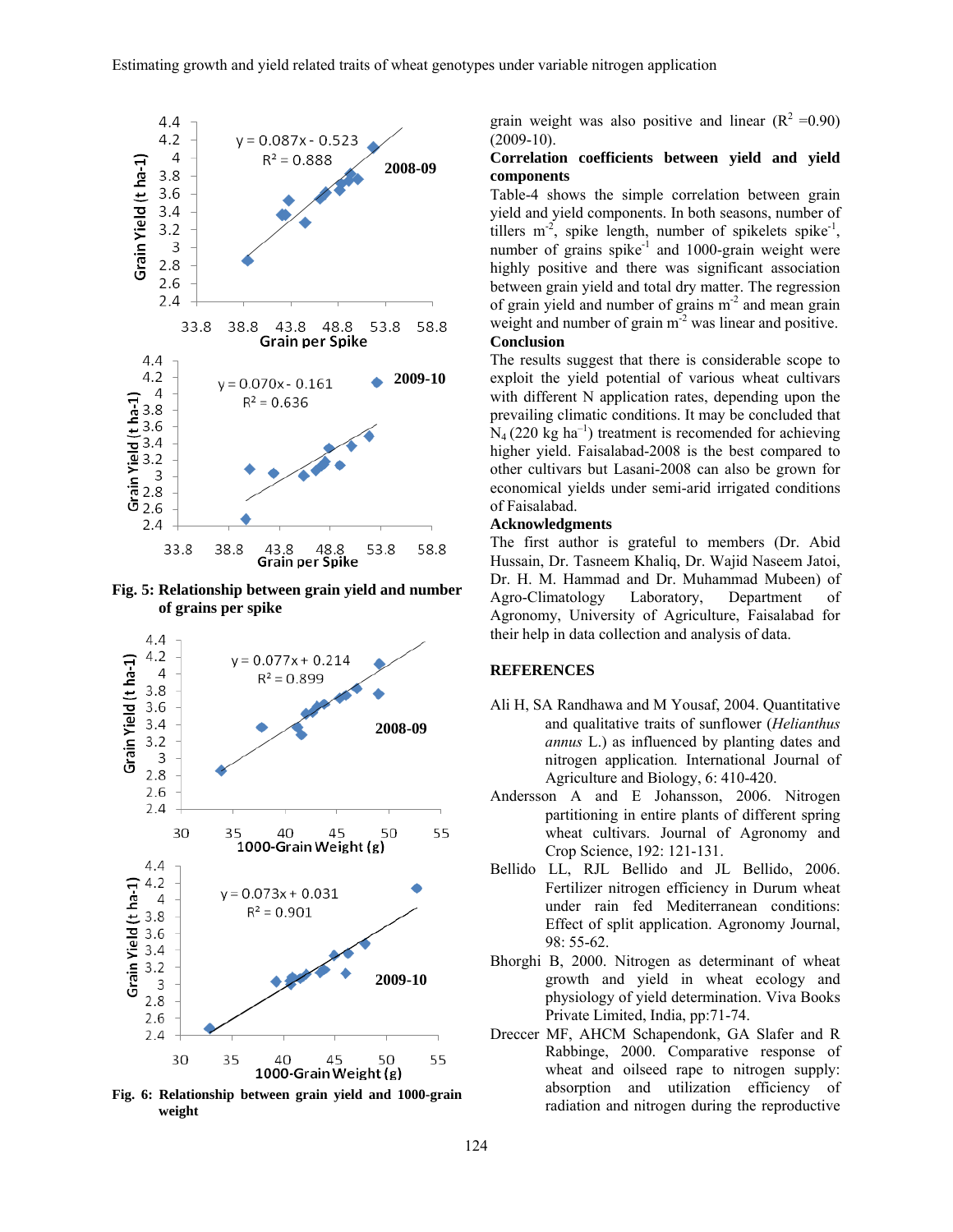Fig. 5: Relationship between grain yield and number of grains per spike

Fig. 6: Relationship between grain yield and 1000-grain weight

grain weight was also positive and linear ($R^2$ =0.90) (2009-10).

**Correlation coefficients between yield and yield components**

Table-4 shows the simple correlation between grain yield and yield components. In both seasons, number of tillers $m^{-2}$, spike length, number of spikelets $spike^{-1}$, number of grains $spike^{-1}$ and 1000-grain weight were highly positive and there was significant association between grain yield and total dry matter. The regression of grain yield and number of grains $m^{-2}$ and mean grain weight and number of grain $m^{-2}$ was linear and positive.

**Conclusion**

The results suggest that there is considerable scope to exploit the yield potential of various wheat cultivars with different N application rates, depending upon the prevailing climatic conditions. It may be concluded that $N_4$ (220 kg $ha^{-1}$) treatment is recomended for achieving higher yield. Faisalabad-2008 is the best compared to other cultivars but Lasani-2008 can also be grown for economical yields under semi-arid irrigated conditions of Faisalabad.

**Acknowledgments**

The first author is grateful to members (Dr. Abid Hussain, Dr. Tasneem Khaliq, Dr. Wajid Naseem Jatoi, Dr. H. M. Hammad and Dr. Muhammad Mubeen) of Agro-Climatology Laboratory, Department of Agronomy, University of Agriculture, Faisalabad for their help in data collection and analysis of data.

## REFERENCES

Ali H, SA Randhawa and M Yousaf, 2004. Quantitative and qualitative traits of sunflower (*Helianthus annus* L.) as influenced by planting dates and nitrogen application. International Journal of Agriculture and Biology, 6: 410-420.

Andersson A and E Johansson, 2006. Nitrogen partitioning in entire plants of different spring wheat cultivars. Journal of Agronomy and Crop Science, 192: 121-131.

Bellido LL, RJL Bellido and JL Bellido, 2006. Fertilizer nitrogen efficiency in Durum wheat under rain fed Mediterranean conditions: Effect of split application. Agronomy Journal, 98: 55-62.

Bhorghi B, 2000. Nitrogen as determinant of wheat growth and yield in wheat ecology and physiology of yield determination. Viva Books Private Limited, India, pp:71-74.

Dreccer MF, AHCM Schapendonk, GA Slafer and R Rabbinge, 2000. Comparative response of wheat and oilseed rape to nitrogen supply: absorption and utilization efficiency of radiation and nitrogen during the reproductive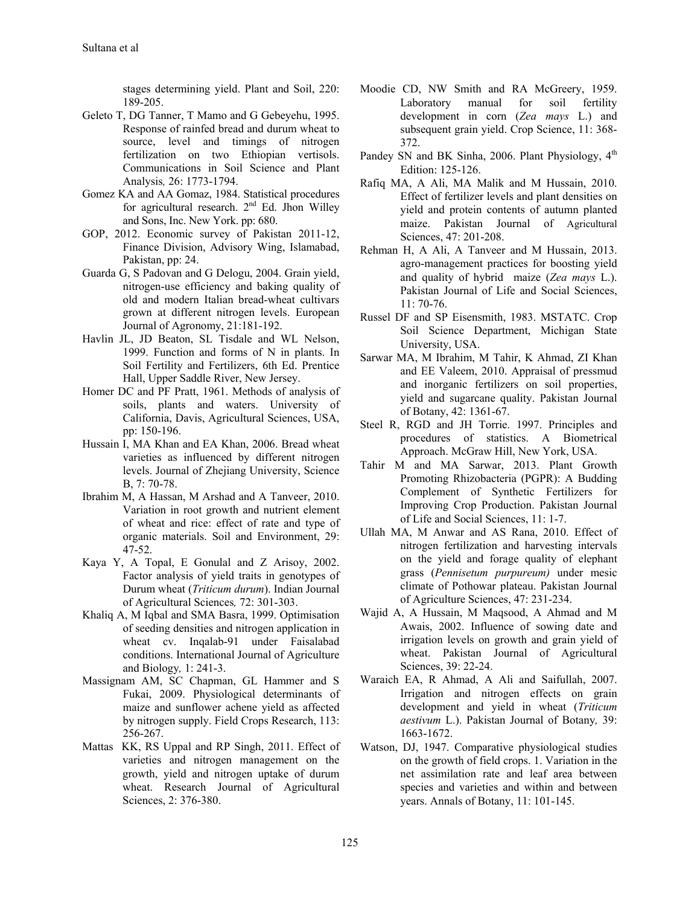stages determining yield. Plant and Soil, 220: 189-205.

Geleto T, DG Tanner, T Mamo and G Gebeyehu, 1995. Response of rainfed bread and durum wheat to source, level and timings of nitrogen fertilization on two Ethiopian vertisols. Communications in Soil Science and Plant Analysis, 26: 1773-1794.

Gomez KA and AA Gomaz, 1984. Statistical procedures for agricultural research. 2nd Ed. Jhon Willey and Sons, Inc. New York. pp: 680.

GOP, 2012. Economic survey of Pakistan 2011-12, Finance Division, Advisory Wing, Islamabad, Pakistan, pp: 24.

Guarda G, S Padovan and G Delogu, 2004. Grain yield, nitrogen-use efficiency and baking quality of old and modern Italian bread-wheat cultivars grown at different nitrogen levels. European Journal of Agronomy, 21:181-192.

Havlin JL, JD Beaton, SL Tisdale and WL Nelson, 1999. Function and forms of N in plants. In Soil Fertility and Fertilizers, 6th Ed. Prentice Hall, Upper Saddle River, New Jersey.

Homer DC and PF Pratt, 1961. Methods of analysis of soils, plants and waters. University of California, Davis, Agricultural Sciences, USA, pp: 150-196.

Hussain I, MA Khan and EA Khan, 2006. Bread wheat varieties as influenced by different nitrogen levels. Journal of Zhejiang University, Science B, 7: 70-78.

Ibrahim M, A Hassan, M Arshad and A Tanveer, 2010. Variation in root growth and nutrient element of wheat and rice: effect of rate and type of organic materials. Soil and Environment, 29: 47-52.

Kaya Y, A Topal, E Gonulal and Z Arisoy, 2002. Factor analysis of yield traits in genotypes of Durum wheat (*Triticum durum*). Indian Journal of Agricultural Sciences, 72: 301-303.

Khaliq A, M Iqbal and SMA Basra, 1999. Optimisation of seeding densities and nitrogen application in wheat cv. Inqalab-91 under Faisalabad conditions. International Journal of Agriculture and Biology, 1: 241-3.

Massignam AM, SC Chapman, GL Hammer and S Fukai, 2009. Physiological determinants of maize and sunflower achene yield as affected by nitrogen supply. Field Crops Research, 113: 256-267.

Mattas KK, RS Uppal and RP Singh, 2011. Effect of varieties and nitrogen management on the growth, yield and nitrogen uptake of durum wheat. Research Journal of Agricultural Sciences, 2: 376-380.

Moodie CD, NW Smith and RA McGreery, 1959. Laboratory manual for soil fertility development in corn (*Zea mays* L.) and subsequent grain yield. Crop Science, 11: 368-372.

Pandey SN and BK Sinha, 2006. Plant Physiology, 4th Edition: 125-126.

Rafiq MA, A Ali, MA Malik and M Hussain, 2010. Effect of fertilizer levels and plant densities on yield and protein contents of autumn planted maize. Pakistan Journal of Agricultural Sciences, 47: 201-208.

Rehman H, A Ali, A Tanveer and M Hussain, 2013. agro-management practices for boosting yield and quality of hybrid maize (*Zea mays* L.). Pakistan Journal of Life and Social Sciences, 11: 70-76.

Russel DF and SP Eisensmith, 1983. MSTATC. Crop Soil Science Department, Michigan State University, USA.

Sarwar MA, M Ibrahim, M Tahir, K Ahmad, ZI Khan and EE Valeem, 2010. Appraisal of pressmud and inorganic fertilizers on soil properties, yield and sugarcane quality. Pakistan Journal of Botany, 42: 1361-67.

Steel R, RGD and JH Torrie. 1997. Principles and procedures of statistics. A Biometrical Approach. McGraw Hill, New York, USA.

Tahir M and MA Sarwar, 2013. Plant Growth Promoting Rhizobacteria (PGPR): A Budding Complement of Synthetic Fertilizers for Improving Crop Production. Pakistan Journal of Life and Social Sciences, 11: 1-7.

Ullah MA, M Anwar and AS Rana, 2010. Effect of nitrogen fertilization and harvesting intervals on the yield and forage quality of elephant grass (*Pennisetum purpureum)* under mesic climate of Pothowar plateau. Pakistan Journal of Agriculture Sciences, 47: 231-234.

Wajid A, A Hussain, M Maqsood, A Ahmad and M Awais, 2002. Influence of sowing date and irrigation levels on growth and grain yield of wheat. Pakistan Journal of Agricultural Sciences, 39: 22-24.

Waraich EA, R Ahmad, A Ali and Saifullah, 2007. Irrigation and nitrogen effects on grain development and yield in wheat (*Triticum aestivum* L.). Pakistan Journal of Botany, 39: 1663-1672.

Watson, DJ, 1947. Comparative physiological studies on the growth of field crops. 1. Variation in the net assimilation rate and leaf area between species and varieties and within and between years. Annals of Botany, 11: 101-145.